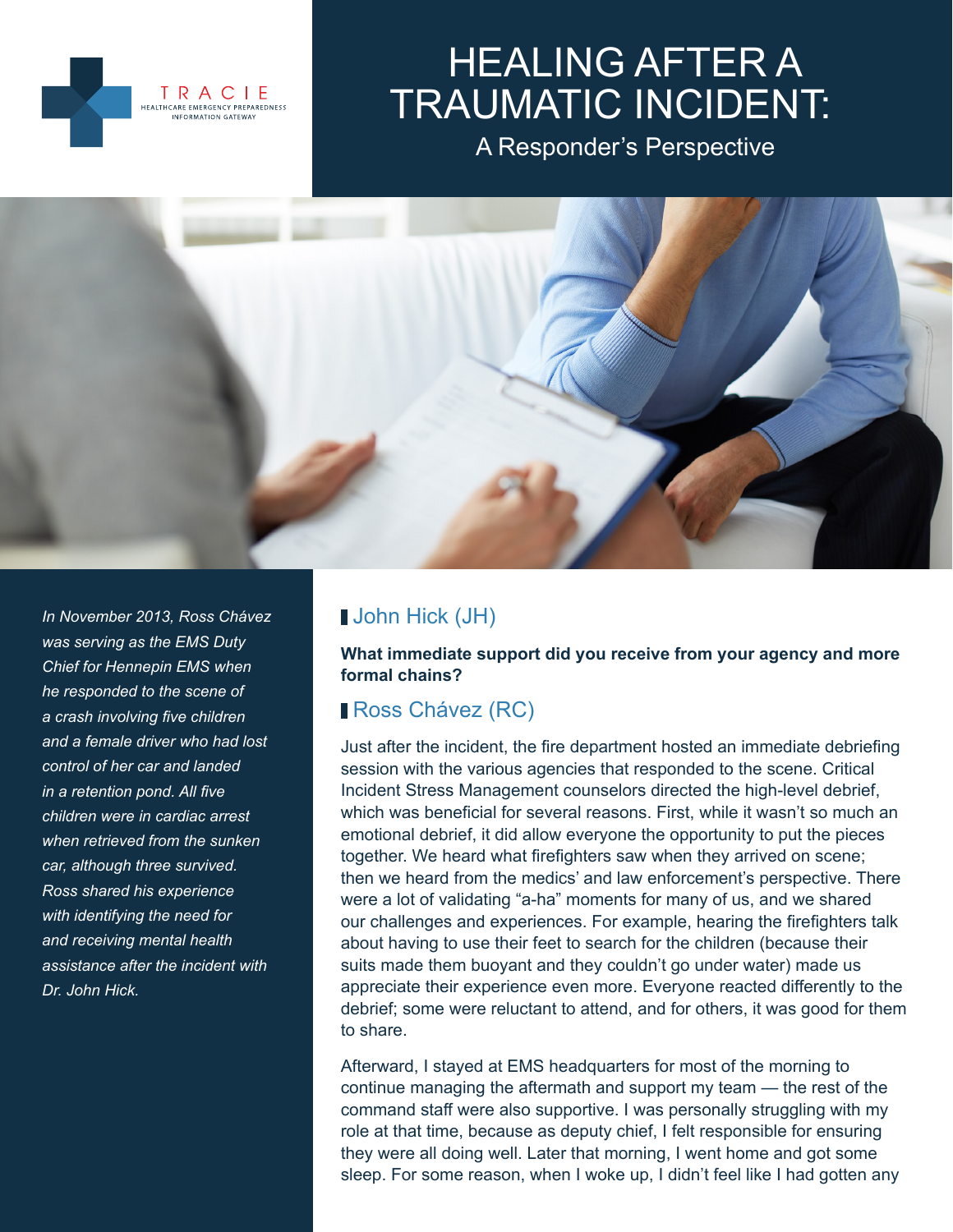# HEALING AFTER A TRAUMATIC INCIDENT:

## A Responder's Perspective

*In November 2013, Ross Chávez was serving as the EMS Duty Chief for Hennepin EMS when he responded to the scene of a crash involving five children and a female driver who had lost control of her car and landed in a retention pond. All five children were in cardiac arrest when retrieved from the sunken car, although three survived. Ross shared his experience with identifying the need for and receiving mental health assistance after the incident with Dr. John Hick.*

### John Hick (JH)

**What immediate support did you receive from your agency and more formal chains?**

### Ross Chávez (RC)

Just after the incident, the fire department hosted an immediate debriefing session with the various agencies that responded to the scene. Critical Incident Stress Management counselors directed the high-level debrief, which was beneficial for several reasons. First, while it wasn't so much an emotional debrief, it did allow everyone the opportunity to put the pieces together. We heard what firefighters saw when they arrived on scene; then we heard from the medics' and law enforcement's perspective. There were a lot of validating "a-ha" moments for many of us, and we shared our challenges and experiences. For example, hearing the firefighters talk about having to use their feet to search for the children (because their suits made them buoyant and they couldn't go under water) made us appreciate their experience even more. Everyone reacted differently to the debrief; some were reluctant to attend, and for others, it was good for them to share.

Afterward, I stayed at EMS headquarters for most of the morning to continue managing the aftermath and support my team — the rest of the command staff were also supportive. I was personally struggling with my role at that time, because as deputy chief, I felt responsible for ensuring they were all doing well. Later that morning, I went home and got some sleep. For some reason, when I woke up, I didn't feel like I had gotten any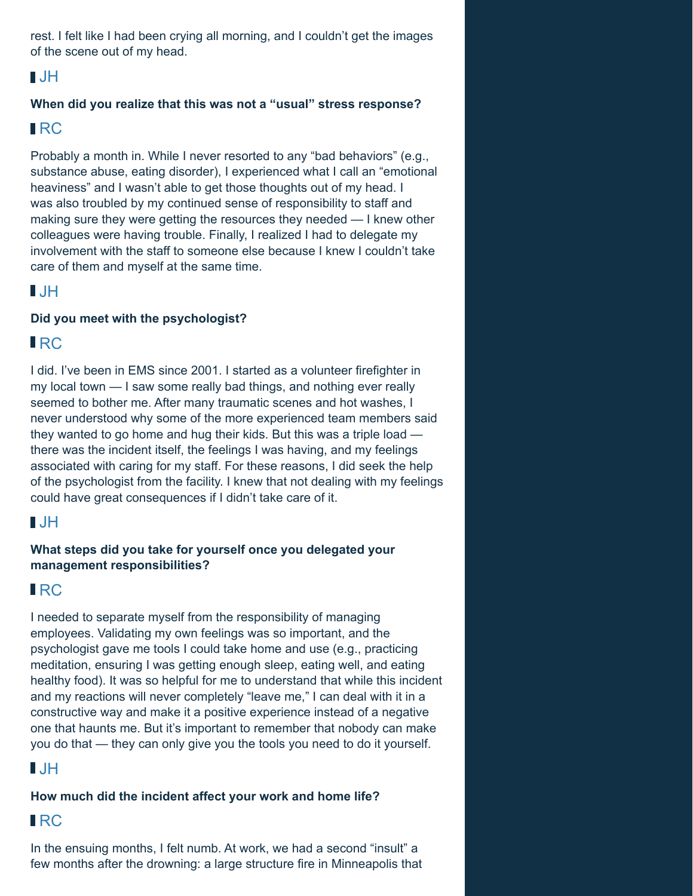rest. I felt like I had been crying all morning, and I couldn't get the images of the scene out of my head.

**JH**

**When did you realize that this was not a "usual" stress response?**

**RC**

Probably a month in. While I never resorted to any "bad behaviors" (e.g., substance abuse, eating disorder), I experienced what I call an "emotional heaviness" and I wasn't able to get those thoughts out of my head. I was also troubled by my continued sense of responsibility to staff and making sure they were getting the resources they needed — I knew other colleagues were having trouble. Finally, I realized I had to delegate my involvement with the staff to someone else because I knew I couldn't take care of them and myself at the same time.

**JH**

**Did you meet with the psychologist?**

**RC**

I did. I've been in EMS since 2001. I started as a volunteer firefighter in my local town — I saw some really bad things, and nothing ever really seemed to bother me. After many traumatic scenes and hot washes, I never understood why some of the more experienced team members said they wanted to go home and hug their kids. But this was a triple load — there was the incident itself, the feelings I was having, and my feelings associated with caring for my staff. For these reasons, I did seek the help of the psychologist from the facility. I knew that not dealing with my feelings could have great consequences if I didn't take care of it.

**JH**

**What steps did you take for yourself once you delegated your management responsibilities?**

**RC**

I needed to separate myself from the responsibility of managing employees. Validating my own feelings was so important, and the psychologist gave me tools I could take home and use (e.g., practicing meditation, ensuring I was getting enough sleep, eating well, and eating healthy food). It was so helpful for me to understand that while this incident and my reactions will never completely "leave me," I can deal with it in a constructive way and make it a positive experience instead of a negative one that haunts me. But it's important to remember that nobody can make you do that — they can only give you the tools you need to do it yourself.

**JH**

**How much did the incident affect your work and home life?**

**RC**

In the ensuing months, I felt numb. At work, we had a second "insult" a few months after the drowning: a large structure fire in Minneapolis that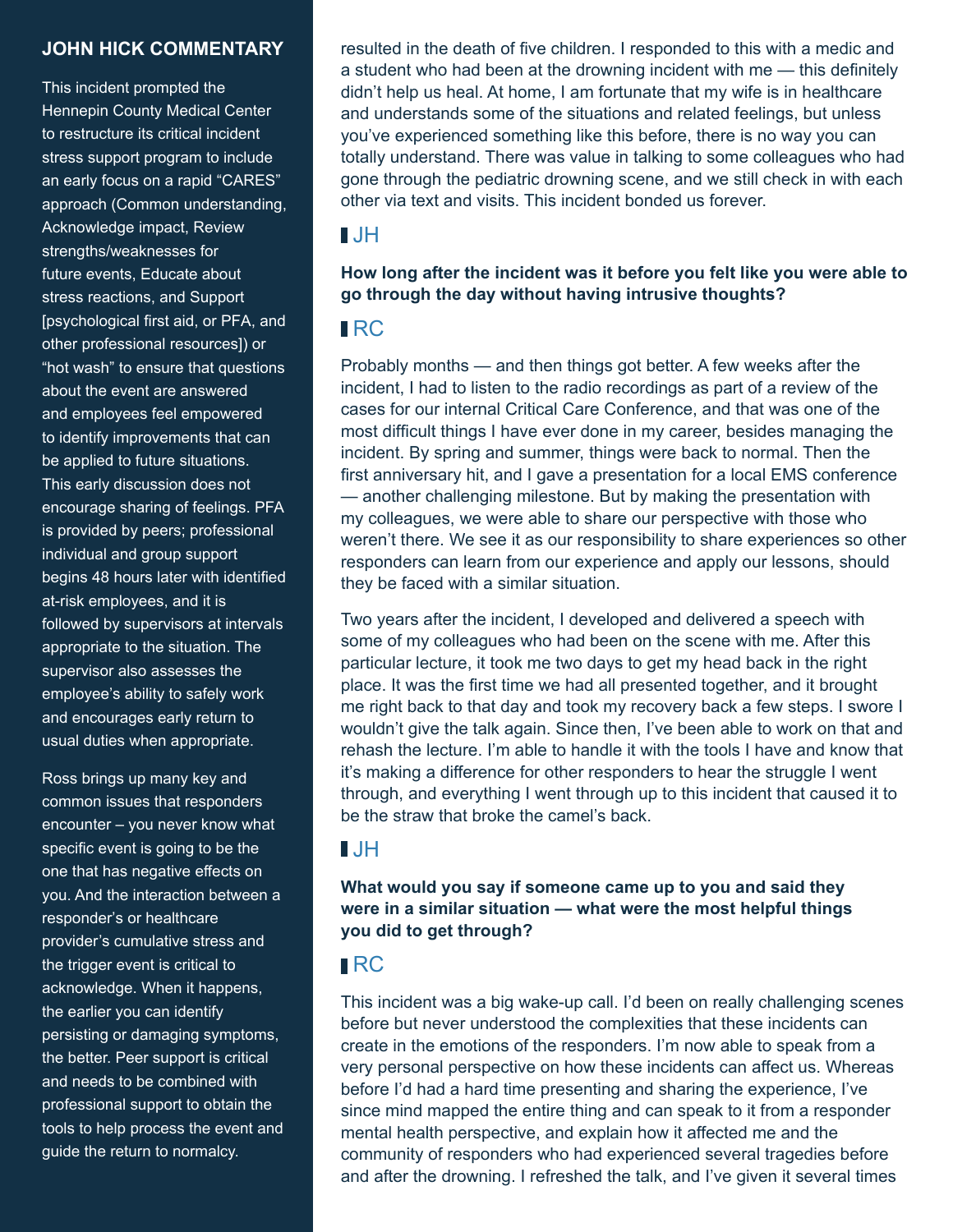## JOHN HICK COMMENTARY

This incident prompted the Hennepin County Medical Center to restructure its critical incident stress support program to include an early focus on a rapid "CARES" approach (Common understanding, Acknowledge impact, Review strengths/weaknesses for future events, Educate about stress reactions, and Support [psychological first aid, or PFA, and other professional resources]) or "hot wash" to ensure that questions about the event are answered and employees feel empowered to identify improvements that can be applied to future situations. This early discussion does not encourage sharing of feelings. PFA is provided by peers; professional individual and group support begins 48 hours later with identified at-risk employees, and it is followed by supervisors at intervals appropriate to the situation. The supervisor also assesses the employee's ability to safely work and encourages early return to usual duties when appropriate.

Ross brings up many key and common issues that responders encounter – you never know what specific event is going to be the one that has negative effects on you. And the interaction between a responder's or healthcare provider's cumulative stress and the trigger event is critical to acknowledge. When it happens, the earlier you can identify persisting or damaging symptoms, the better. Peer support is critical and needs to be combined with professional support to obtain the tools to help process the event and guide the return to normalcy.

resulted in the death of five children. I responded to this with a medic and a student who had been at the drowning incident with me — this definitely didn't help us heal. At home, I am fortunate that my wife is in healthcare and understands some of the situations and related feelings, but unless you've experienced something like this before, there is no way you can totally understand. There was value in talking to some colleagues who had gone through the pediatric drowning scene, and we still check in with each other via text and visits. This incident bonded us forever.

### JH

**How long after the incident was it before you felt like you were able to go through the day without having intrusive thoughts?**

### RC

Probably months — and then things got better. A few weeks after the incident, I had to listen to the radio recordings as part of a review of the cases for our internal Critical Care Conference, and that was one of the most difficult things I have ever done in my career, besides managing the incident. By spring and summer, things were back to normal. Then the first anniversary hit, and I gave a presentation for a local EMS conference — another challenging milestone. But by making the presentation with my colleagues, we were able to share our perspective with those who weren't there. We see it as our responsibility to share experiences so other responders can learn from our experience and apply our lessons, should they be faced with a similar situation.

Two years after the incident, I developed and delivered a speech with some of my colleagues who had been on the scene with me. After this particular lecture, it took me two days to get my head back in the right place. It was the first time we had all presented together, and it brought me right back to that day and took my recovery back a few steps. I swore I wouldn't give the talk again. Since then, I've been able to work on that and rehash the lecture. I'm able to handle it with the tools I have and know that it's making a difference for other responders to hear the struggle I went through, and everything I went through up to this incident that caused it to be the straw that broke the camel's back.

### JH

**What would you say if someone came up to you and said they were in a similar situation — what were the most helpful things you did to get through?**

### RC

This incident was a big wake-up call. I'd been on really challenging scenes before but never understood the complexities that these incidents can create in the emotions of the responders. I'm now able to speak from a very personal perspective on how these incidents can affect us. Whereas before I'd had a hard time presenting and sharing the experience, I've since mind mapped the entire thing and can speak to it from a responder mental health perspective, and explain how it affected me and the community of responders who had experienced several tragedies before and after the drowning. I refreshed the talk, and I've given it several times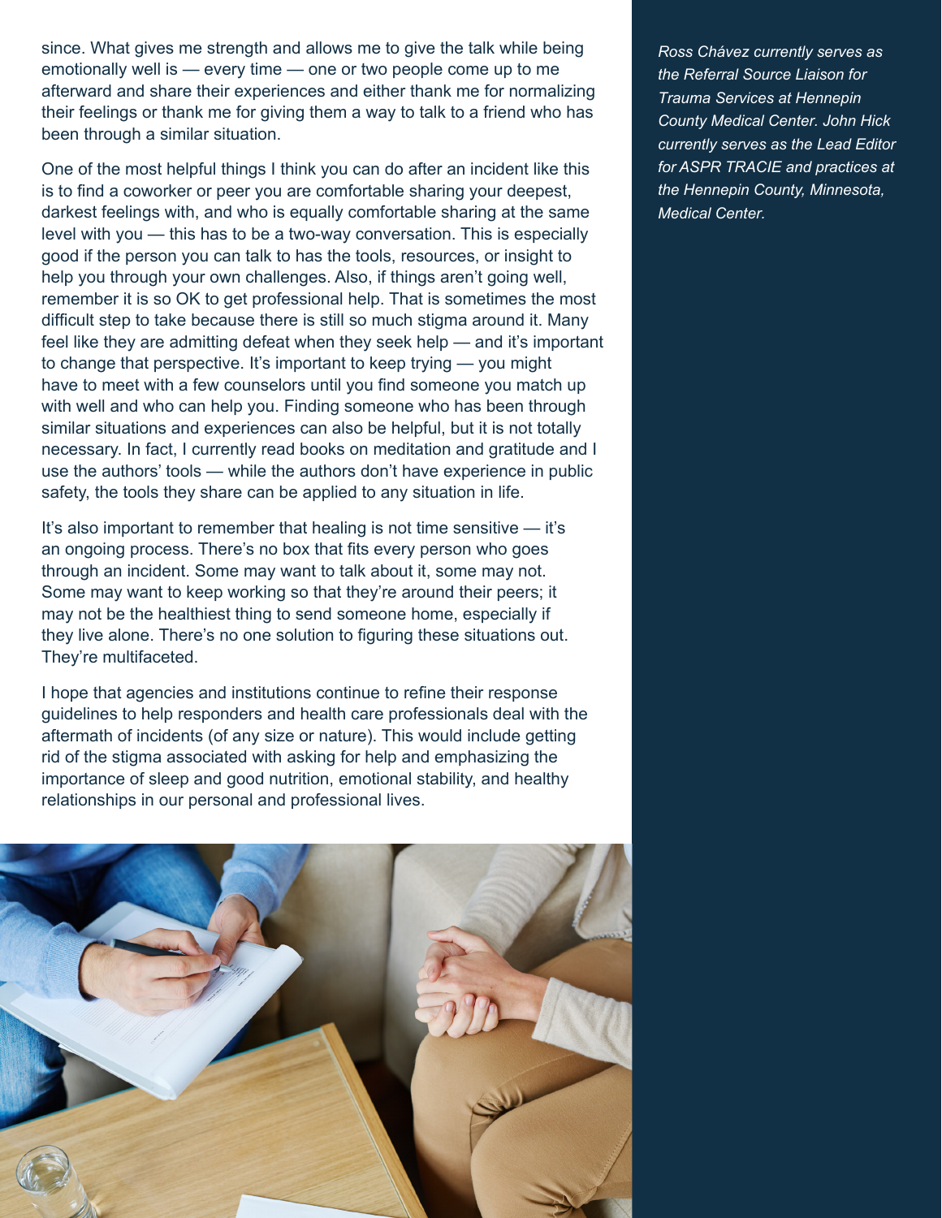since. What gives me strength and allows me to give the talk while being emotionally well is — every time — one or two people come up to me afterward and share their experiences and either thank me for normalizing their feelings or thank me for giving them a way to talk to a friend who has been through a similar situation.

One of the most helpful things I think you can do after an incident like this is to find a coworker or peer you are comfortable sharing your deepest, darkest feelings with, and who is equally comfortable sharing at the same level with you — this has to be a two-way conversation. This is especially good if the person you can talk to has the tools, resources, or insight to help you through your own challenges. Also, if things aren't going well, remember it is so OK to get professional help. That is sometimes the most difficult step to take because there is still so much stigma around it. Many feel like they are admitting defeat when they seek help — and it's important to change that perspective. It's important to keep trying — you might have to meet with a few counselors until you find someone you match up with well and who can help you. Finding someone who has been through similar situations and experiences can also be helpful, but it is not totally necessary. In fact, I currently read books on meditation and gratitude and I use the authors' tools — while the authors don't have experience in public safety, the tools they share can be applied to any situation in life.

It's also important to remember that healing is not time sensitive — it's an ongoing process. There's no box that fits every person who goes through an incident. Some may want to talk about it, some may not. Some may want to keep working so that they're around their peers; it may not be the healthiest thing to send someone home, especially if they live alone. There's no one solution to figuring these situations out. They're multifaceted.

I hope that agencies and institutions continue to refine their response guidelines to help responders and health care professionals deal with the aftermath of incidents (of any size or nature). This would include getting rid of the stigma associated with asking for help and emphasizing the importance of sleep and good nutrition, emotional stability, and healthy relationships in our personal and professional lives.

*Ross Chávez currently serves as the Referral Source Liaison for Trauma Services at Hennepin County Medical Center. John Hick currently serves as the Lead Editor for ASPR TRACIE and practices at the Hennepin County, Minnesota, Medical Center.*